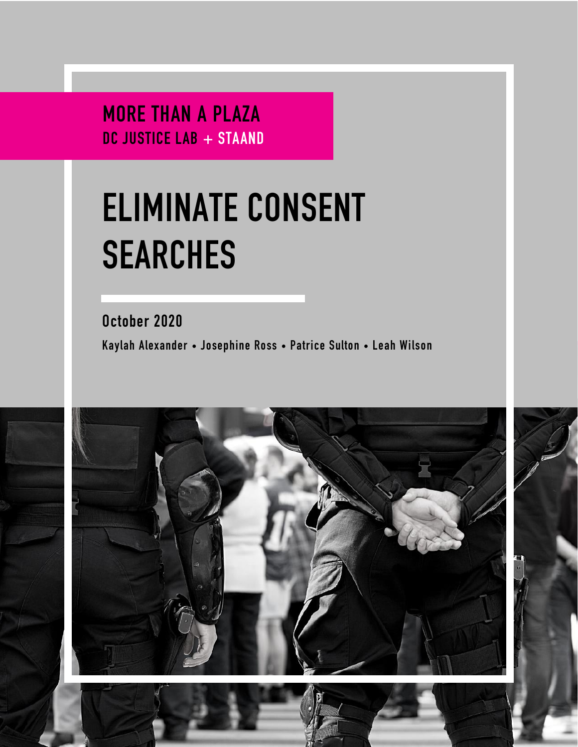**MORE THAN A PLAZA**
**DC JUSTICE LAB + STAAND**

# ELIMINATE CONSENT SEARCHES

**October 2020**

**Kaylah Alexander • Josephine Ross • Patrice Sulton • Leah Wilson**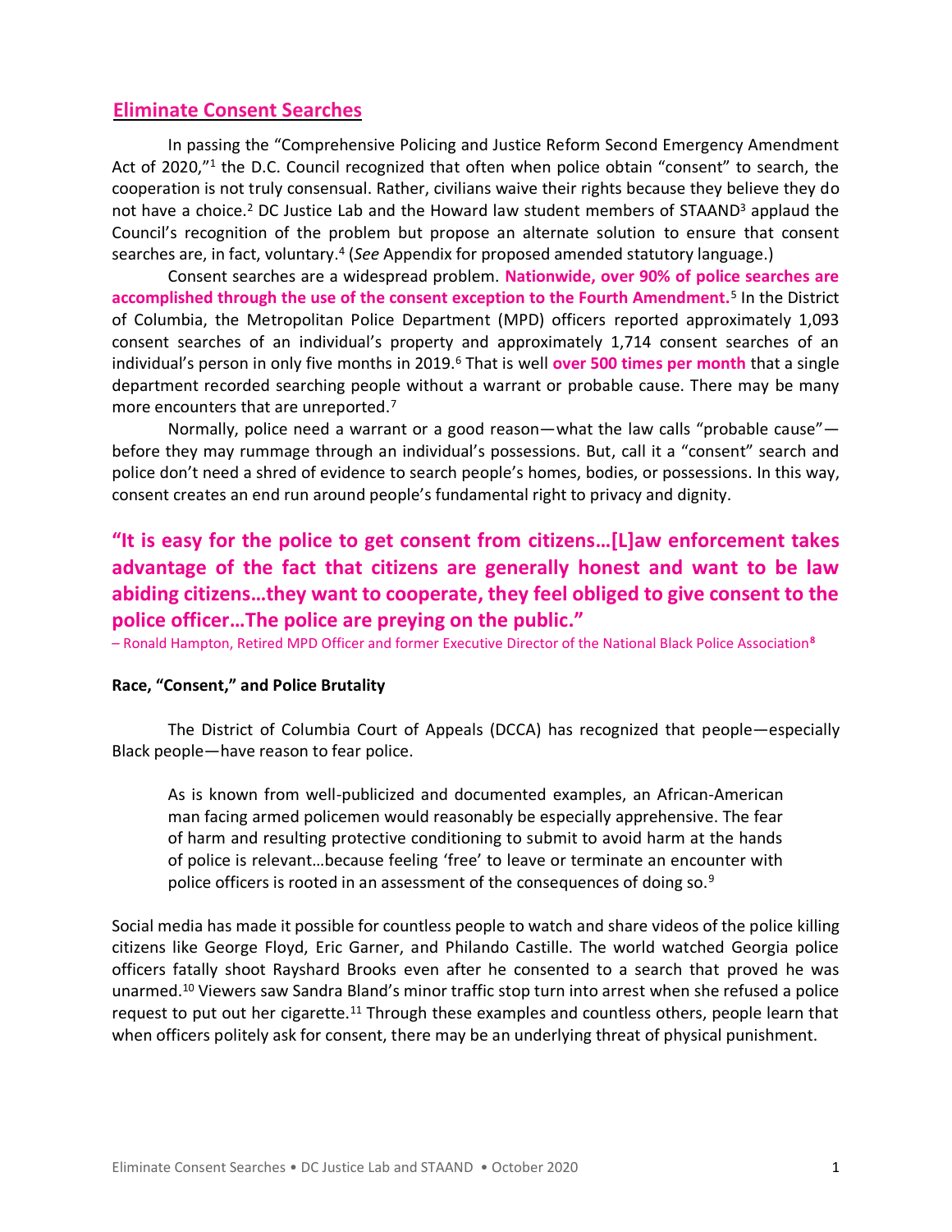## Eliminate Consent Searches

In passing the "Comprehensive Policing and Justice Reform Second Emergency Amendment Act of 2020,"[1] the D.C. Council recognized that often when police obtain "consent" to search, the cooperation is not truly consensual. Rather, civilians waive their rights because they believe they do not have a choice.[2] DC Justice Lab and the Howard law student members of STAAND[3] applaud the Council's recognition of the problem but propose an alternate solution to ensure that consent searches are, in fact, voluntary.[4] (*See* Appendix for proposed amended statutory language.)

Consent searches are a widespread problem. **Nationwide, over 90% of police searches are accomplished through the use of the consent exception to the Fourth Amendment.**[5] In the District of Columbia, the Metropolitan Police Department (MPD) officers reported approximately 1,093 consent searches of an individual's property and approximately 1,714 consent searches of an individual's person in only five months in 2019.[6] That is well **over 500 times per month** that a single department recorded searching people without a warrant or probable cause. There may be many more encounters that are unreported.[7]

Normally, police need a warrant or a good reason—what the law calls "probable cause"—before they may rummage through an individual's possessions. But, call it a "consent" search and police don't need a shred of evidence to search people's homes, bodies, or possessions. In this way, consent creates an end run around people's fundamental right to privacy and dignity.

> **"It is easy for the police to get consent from citizens…[L]aw enforcement takes advantage of the fact that citizens are generally honest and want to be law abiding citizens…they want to cooperate, they feel obliged to give consent to the police officer…The police are preying on the public."**
>
> – Ronald Hampton, Retired MPD Officer and former Executive Director of the National Black Police Association[8]

### Race, "Consent," and Police Brutality

The District of Columbia Court of Appeals (DCCA) has recognized that people—especially Black people—have reason to fear police.

> As is known from well-publicized and documented examples, an African-American man facing armed policemen would reasonably be especially apprehensive. The fear of harm and resulting protective conditioning to submit to avoid harm at the hands of police is relevant…because feeling 'free' to leave or terminate an encounter with police officers is rooted in an assessment of the consequences of doing so.[9]

Social media has made it possible for countless people to watch and share videos of the police killing citizens like George Floyd, Eric Garner, and Philando Castille. The world watched Georgia police officers fatally shoot Rayshard Brooks even after he consented to a search that proved he was unarmed.[10] Viewers saw Sandra Bland's minor traffic stop turn into arrest when she refused a police request to put out her cigarette.[11] Through these examples and countless others, people learn that when officers politely ask for consent, there may be an underlying threat of physical punishment.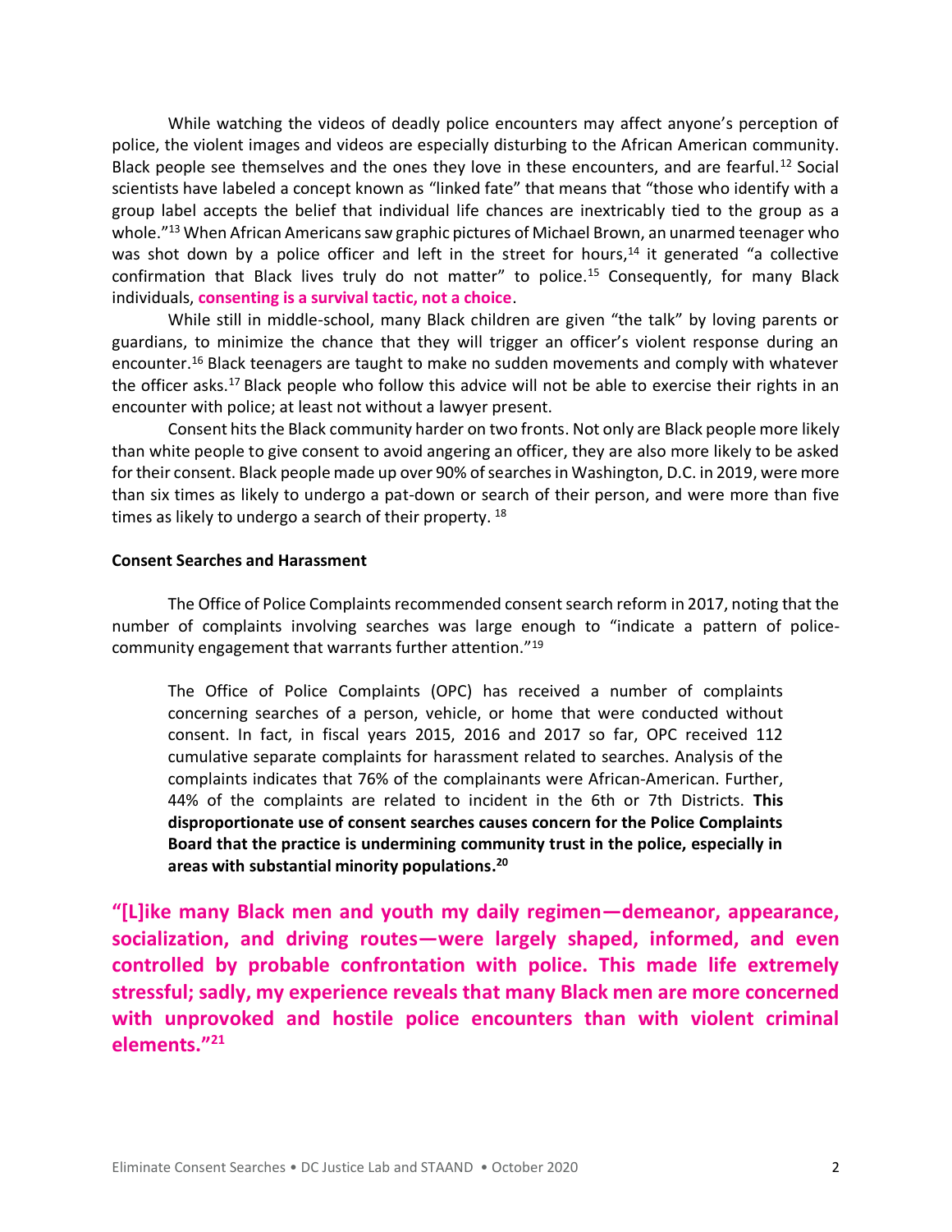While watching the videos of deadly police encounters may affect anyone's perception of police, the violent images and videos are especially disturbing to the African American community. Black people see themselves and the ones they love in these encounters, and are fearful.[12] Social scientists have labeled a concept known as "linked fate" that means that "those who identify with a group label accepts the belief that individual life chances are inextricably tied to the group as a whole."[13] When African Americans saw graphic pictures of Michael Brown, an unarmed teenager who was shot down by a police officer and left in the street for hours,[14] it generated "a collective confirmation that Black lives truly do not matter" to police.[15] Consequently, for many Black individuals, **consenting is a survival tactic, not a choice**.

While still in middle-school, many Black children are given "the talk" by loving parents or guardians, to minimize the chance that they will trigger an officer's violent response during an encounter.[16] Black teenagers are taught to make no sudden movements and comply with whatever the officer asks.[17] Black people who follow this advice will not be able to exercise their rights in an encounter with police; at least not without a lawyer present.

Consent hits the Black community harder on two fronts. Not only are Black people more likely than white people to give consent to avoid angering an officer, they are also more likely to be asked for their consent. Black people made up over 90% of searches in Washington, D.C. in 2019, were more than six times as likely to undergo a pat-down or search of their person, and were more than five times as likely to undergo a search of their property. [18]

### Consent Searches and Harassment

The Office of Police Complaints recommended consent search reform in 2017, noting that the number of complaints involving searches was large enough to "indicate a pattern of police-community engagement that warrants further attention."[19]

> The Office of Police Complaints (OPC) has received a number of complaints concerning searches of a person, vehicle, or home that were conducted without consent. In fact, in fiscal years 2015, 2016 and 2017 so far, OPC received 112 cumulative separate complaints for harassment related to searches. Analysis of the complaints indicates that 76% of the complainants were African-American. Further, 44% of the complaints are related to incident in the 6th or 7th Districts. **This disproportionate use of consent searches causes concern for the Police Complaints Board that the practice is undermining community trust in the police, especially in areas with substantial minority populations.[20]**

**"[L]ike many Black men and youth my daily regimen—demeanor, appearance, socialization, and driving routes—were largely shaped, informed, and even controlled by probable confrontation with police. This made life extremely stressful; sadly, my experience reveals that many Black men are more concerned with unprovoked and hostile police encounters than with violent criminal elements."[21]**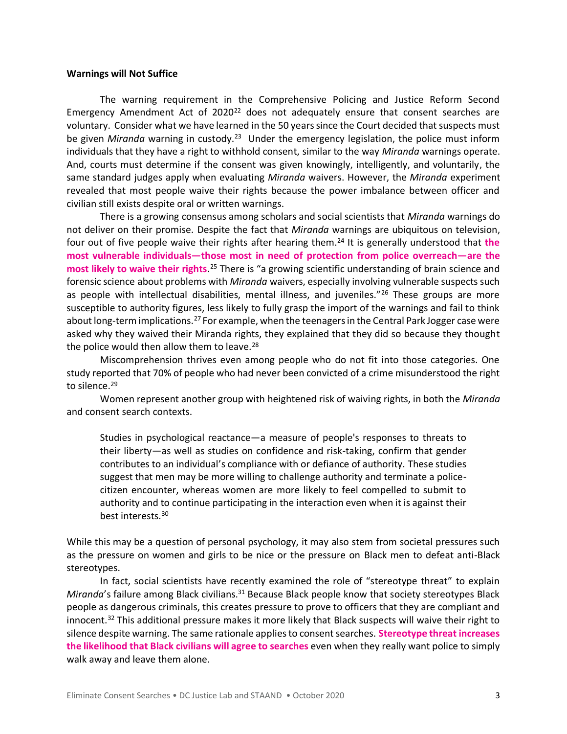**Warnings will Not Suffice**

The warning requirement in the Comprehensive Policing and Justice Reform Second Emergency Amendment Act of 2020[22] does not adequately ensure that consent searches are voluntary. Consider what we have learned in the 50 years since the Court decided that suspects must be given *Miranda* warning in custody.[23] Under the emergency legislation, the police must inform individuals that they have a right to withhold consent, similar to the way *Miranda* warnings operate. And, courts must determine if the consent was given knowingly, intelligently, and voluntarily, the same standard judges apply when evaluating *Miranda* waivers. However, the *Miranda* experiment revealed that most people waive their rights because the power imbalance between officer and civilian still exists despite oral or written warnings.

There is a growing consensus among scholars and social scientists that *Miranda* warnings do not deliver on their promise. Despite the fact that *Miranda* warnings are ubiquitous on television, four out of five people waive their rights after hearing them.[24] It is generally understood that **the most vulnerable individuals—those most in need of protection from police overreach—are the most likely to waive their rights**.[25] There is "a growing scientific understanding of brain science and forensic science about problems with *Miranda* waivers, especially involving vulnerable suspects such as people with intellectual disabilities, mental illness, and juveniles."[26] These groups are more susceptible to authority figures, less likely to fully grasp the import of the warnings and fail to think about long-term implications.[27] For example, when the teenagers in the Central Park Jogger case were asked why they waived their Miranda rights, they explained that they did so because they thought the police would then allow them to leave.[28]

Miscomprehension thrives even among people who do not fit into those categories. One study reported that 70% of people who had never been convicted of a crime misunderstood the right to silence.[29]

Women represent another group with heightened risk of waiving rights, in both the *Miranda* and consent search contexts.

> Studies in psychological reactance—a measure of people's responses to threats to their liberty—as well as studies on confidence and risk-taking, confirm that gender contributes to an individual's compliance with or defiance of authority. These studies suggest that men may be more willing to challenge authority and terminate a police-citizen encounter, whereas women are more likely to feel compelled to submit to authority and to continue participating in the interaction even when it is against their best interests.[30]

While this may be a question of personal psychology, it may also stem from societal pressures such as the pressure on women and girls to be nice or the pressure on Black men to defeat anti-Black stereotypes.

In fact, social scientists have recently examined the role of "stereotype threat" to explain *Miranda*'s failure among Black civilians.[31] Because Black people know that society stereotypes Black people as dangerous criminals, this creates pressure to prove to officers that they are compliant and innocent.[32] This additional pressure makes it more likely that Black suspects will waive their right to silence despite warning. The same rationale applies to consent searches. **Stereotype threat increases the likelihood that Black civilians will agree to searches** even when they really want police to simply walk away and leave them alone.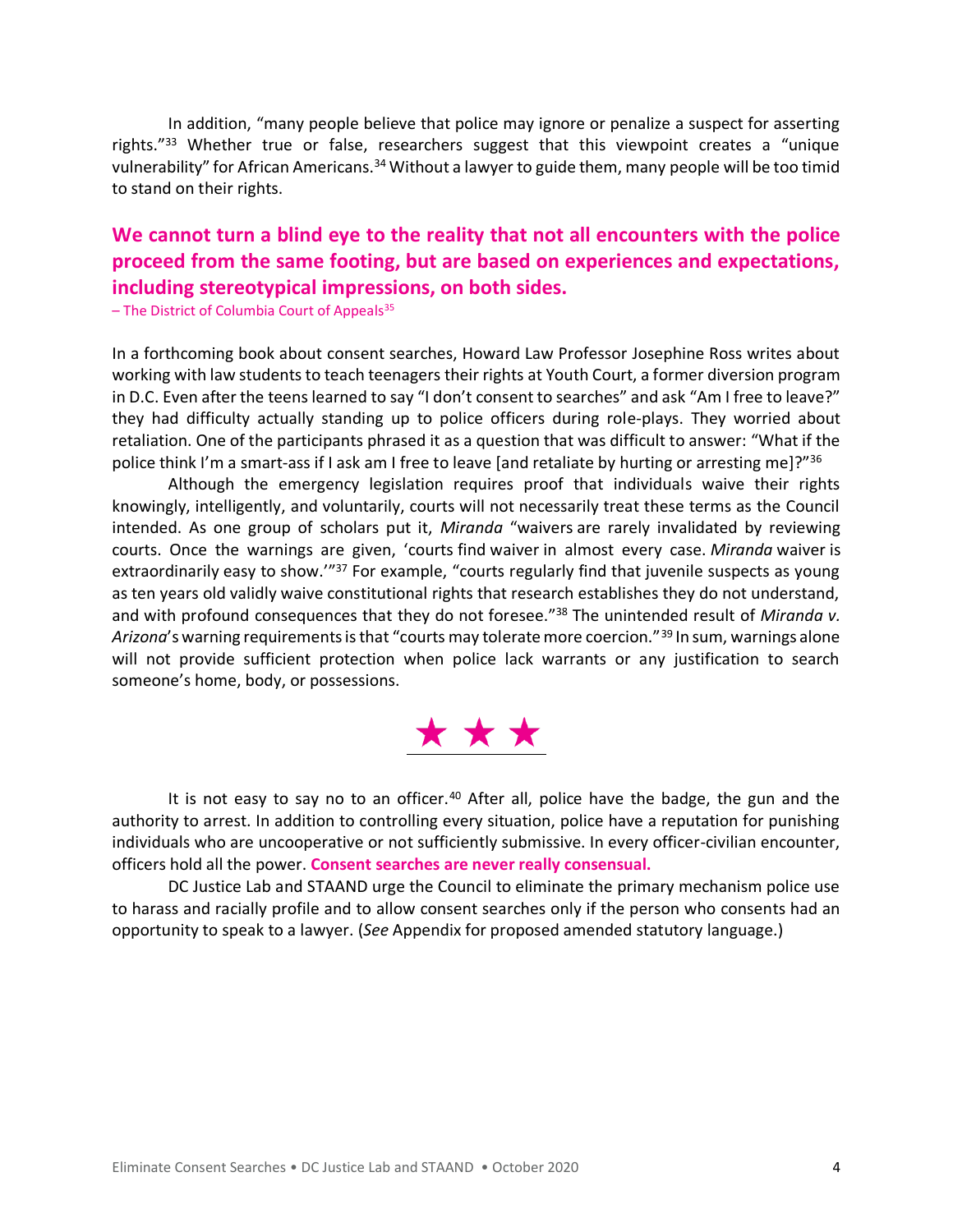In addition, "many people believe that police may ignore or penalize a suspect for asserting rights."[33] Whether true or false, researchers suggest that this viewpoint creates a "unique vulnerability" for African Americans.[34] Without a lawyer to guide them, many people will be too timid to stand on their rights.

**We cannot turn a blind eye to the reality that not all encounters with the police proceed from the same footing, but are based on experiences and expectations, including stereotypical impressions, on both sides.**

– The District of Columbia Court of Appeals[35]

In a forthcoming book about consent searches, Howard Law Professor Josephine Ross writes about working with law students to teach teenagers their rights at Youth Court, a former diversion program in D.C. Even after the teens learned to say "I don't consent to searches" and ask "Am I free to leave?" they had difficulty actually standing up to police officers during role-plays. They worried about retaliation. One of the participants phrased it as a question that was difficult to answer: "What if the police think I'm a smart-ass if I ask am I free to leave [and retaliate by hurting or arresting me]?"[36]

Although the emergency legislation requires proof that individuals waive their rights knowingly, intelligently, and voluntarily, courts will not necessarily treat these terms as the Council intended. As one group of scholars put it, *Miranda* "waivers are rarely invalidated by reviewing courts. Once the warnings are given, 'courts find waiver in almost every case. *Miranda* waiver is extraordinarily easy to show.'"[37] For example, "courts regularly find that juvenile suspects as young as ten years old validly waive constitutional rights that research establishes they do not understand, and with profound consequences that they do not foresee."[38] The unintended result of *Miranda v. Arizona*'s warning requirements is that "courts may tolerate more coercion."[39] In sum, warnings alone will not provide sufficient protection when police lack warrants or any justification to search someone's home, body, or possessions.

★ ★ ★

It is not easy to say no to an officer.[40] After all, police have the badge, the gun and the authority to arrest. In addition to controlling every situation, police have a reputation for punishing individuals who are uncooperative or not sufficiently submissive. In every officer-civilian encounter, officers hold all the power. **Consent searches are never really consensual.**

DC Justice Lab and STAAND urge the Council to eliminate the primary mechanism police use to harass and racially profile and to allow consent searches only if the person who consents had an opportunity to speak to a lawyer. (*See* Appendix for proposed amended statutory language.)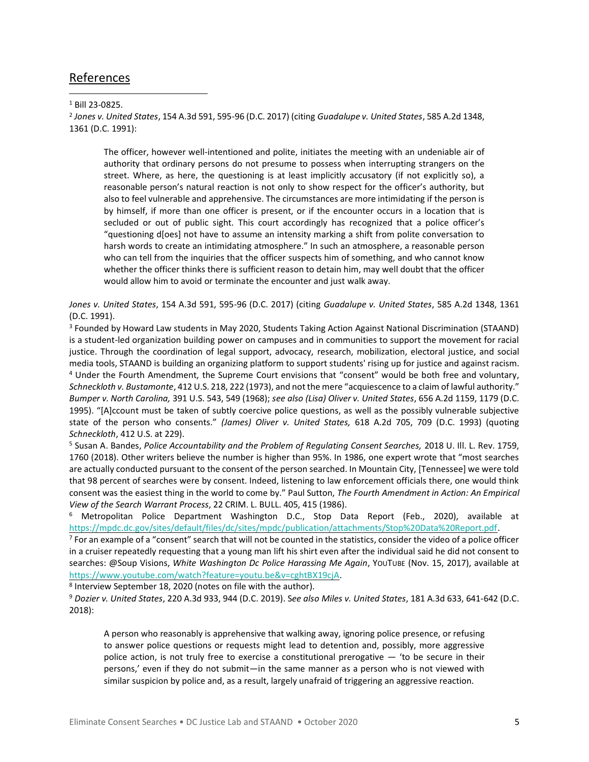## References

[1] Bill 23-0825.

[2] *Jones v. United States*, 154 A.3d 591, 595-96 (D.C. 2017) (citing *Guadalupe v. United States*, 585 A.2d 1348, 1361 (D.C. 1991):

> The officer, however well-intentioned and polite, initiates the meeting with an undeniable air of authority that ordinary persons do not presume to possess when interrupting strangers on the street. Where, as here, the questioning is at least implicitly accusatory (if not explicitly so), a reasonable person's natural reaction is not only to show respect for the officer's authority, but also to feel vulnerable and apprehensive. The circumstances are more intimidating if the person is by himself, if more than one officer is present, or if the encounter occurs in a location that is secluded or out of public sight. This court accordingly has recognized that a police officer's "questioning d[oes] not have to assume an intensity marking a shift from polite conversation to harsh words to create an intimidating atmosphere." In such an atmosphere, a reasonable person who can tell from the inquiries that the officer suspects him of something, and who cannot know whether the officer thinks there is sufficient reason to detain him, may well doubt that the officer would allow him to avoid or terminate the encounter and just walk away.

*Jones v. United States*, 154 A.3d 591, 595-96 (D.C. 2017) (citing *Guadalupe v. United States*, 585 A.2d 1348, 1361 (D.C. 1991).

[3] Founded by Howard Law students in May 2020, Students Taking Action Against National Discrimination (STAAND) is a student-led organization building power on campuses and in communities to support the movement for racial justice. Through the coordination of legal support, advocacy, research, mobilization, electoral justice, and social media tools, STAAND is building an organizing platform to support students' rising up for justice and against racism.

[4] Under the Fourth Amendment, the Supreme Court envisions that "consent" would be both free and voluntary, *Schneckloth v. Bustamonte*, 412 U.S. 218, 222 (1973), and not the mere "acquiescence to a claim of lawful authority." *Bumper v. North Carolina,* 391 U.S. 543, 549 (1968); *see also (Lisa) Oliver v. United States*, 656 A.2d 1159, 1179 (D.C. 1995). "[A]ccount must be taken of subtly coercive police questions, as well as the possibly vulnerable subjective state of the person who consents." *(James) Oliver v. United States,* 618 A.2d 705, 709 (D.C. 1993) (quoting *Schneckloth*, 412 U.S. at 229).

[5] Susan A. Bandes, *Police Accountability and the Problem of Regulating Consent Searches,* 2018 U. Ill. L. Rev. 1759, 1760 (2018). Other writers believe the number is higher than 95%. In 1986, one expert wrote that "most searches are actually conducted pursuant to the consent of the person searched. In Mountain City, [Tennessee] we were told that 98 percent of searches were by consent. Indeed, listening to law enforcement officials there, one would think consent was the easiest thing in the world to come by." Paul Sutton, *The Fourth Amendment in Action: An Empirical View of the Search Warrant Process*, 22 CRIM. L. BULL. 405, 415 (1986).

[6] Metropolitan Police Department Washington D.C., Stop Data Report (Feb., 2020), available at https://mpdc.dc.gov/sites/default/files/dc/sites/mpdc/publication/attachments/Stop%20Data%20Report.pdf.

[7] For an example of a "consent" search that will not be counted in the statistics, consider the video of a police officer in a cruiser repeatedly requesting that a young man lift his shirt even after the individual said he did not consent to searches: @Soup Visions, *White Washington Dc Police Harassing Me Again*, YOUTUBE (Nov. 15, 2017), available at https://www.youtube.com/watch?feature=youtu.be&v=cghtBX19cjA.

[8] Interview September 18, 2020 (notes on file with the author).

[9] *Dozier v. United States*, 220 A.3d 933, 944 (D.C. 2019). S*ee also Miles v. United States*, 181 A.3d 633, 641-642 (D.C. 2018):

> A person who reasonably is apprehensive that walking away, ignoring police presence, or refusing to answer police questions or requests might lead to detention and, possibly, more aggressive police action, is not truly free to exercise a constitutional prerogative — 'to be secure in their persons,' even if they do not submit—in the same manner as a person who is not viewed with similar suspicion by police and, as a result, largely unafraid of triggering an aggressive reaction.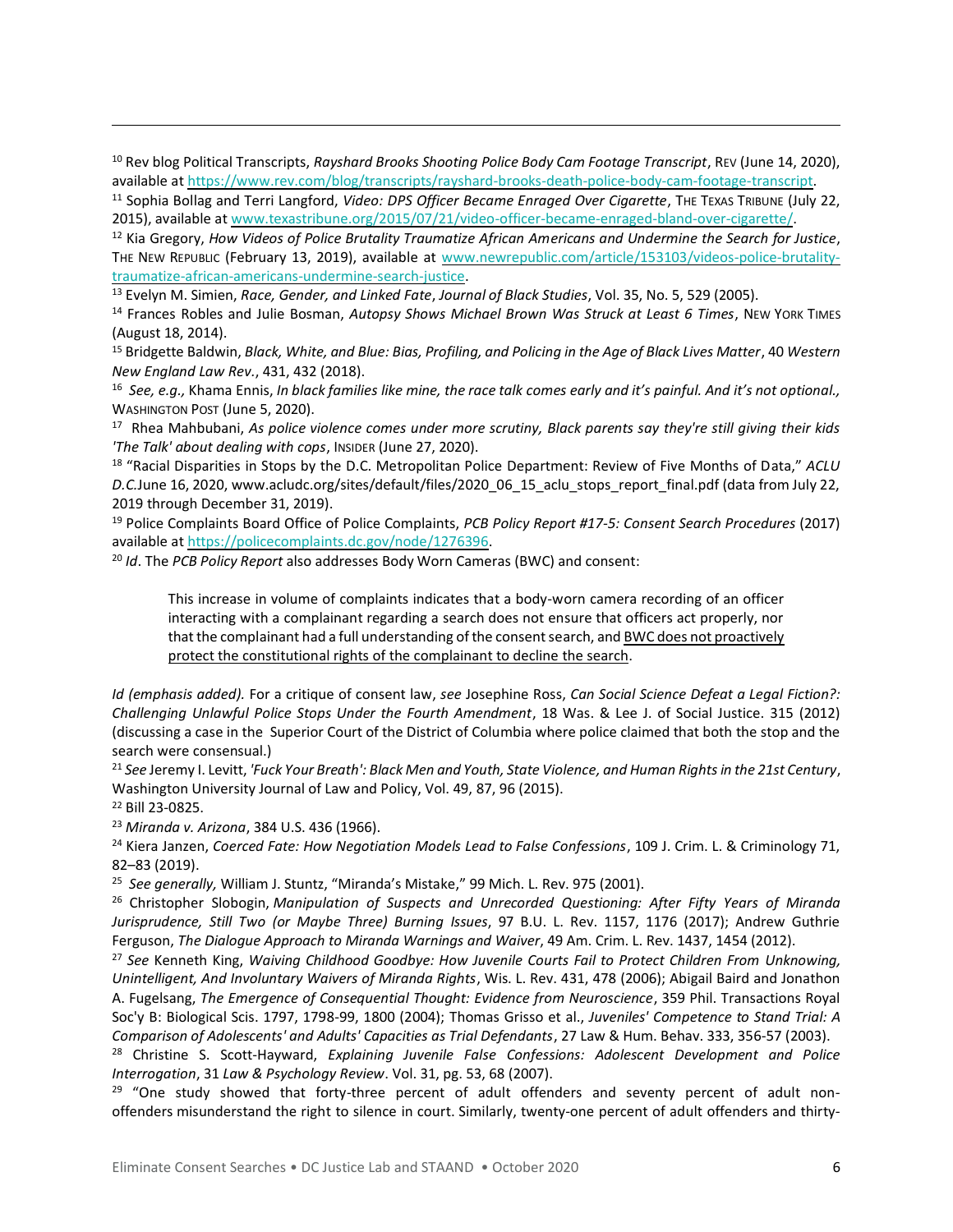[10] Rev blog Political Transcripts, *Rayshard Brooks Shooting Police Body Cam Footage Transcript*, REV (June 14, 2020), available at https://www.rev.com/blog/transcripts/rayshard-brooks-death-police-body-cam-footage-transcript.

[11] Sophia Bollag and Terri Langford, *Video: DPS Officer Became Enraged Over Cigarette*, THE TEXAS TRIBUNE (July 22, 2015), available at www.texastribune.org/2015/07/21/video-officer-became-enraged-bland-over-cigarette/.

[12] Kia Gregory, *How Videos of Police Brutality Traumatize African Americans and Undermine the Search for Justice*, THE NEW REPUBLIC (February 13, 2019), available at www.newrepublic.com/article/153103/videos-police-brutality-traumatize-african-americans-undermine-search-justice.

[13] Evelyn M. Simien, *Race, Gender, and Linked Fate*, *Journal of Black Studies*, Vol. 35, No. 5, 529 (2005).

[14] Frances Robles and Julie Bosman, *Autopsy Shows Michael Brown Was Struck at Least 6 Times*, NEW YORK TIMES (August 18, 2014).

[15] Bridgette Baldwin, *Black, White, and Blue: Bias, Profiling, and Policing in the Age of Black Lives Matter*, 40 *Western New England Law Rev.*, 431, 432 (2018).

[16] *See, e.g.,* Khama Ennis, *In black families like mine, the race talk comes early and it's painful. And it's not optional.,* WASHINGTON POST (June 5, 2020).

[17] Rhea Mahbubani, *As police violence comes under more scrutiny, Black parents say they're still giving their kids 'The Talk' about dealing with cops*, INSIDER (June 27, 2020).

[18] "Racial Disparities in Stops by the D.C. Metropolitan Police Department: Review of Five Months of Data," *ACLU D.C.*June 16, 2020, www.acludc.org/sites/default/files/2020_06_15_aclu_stops_report_final.pdf (data from July 22, 2019 through December 31, 2019).

[19] Police Complaints Board Office of Police Complaints, *PCB Policy Report #17-5: Consent Search Procedures* (2017) available at https://policecomplaints.dc.gov/node/1276396.

[20] *Id*. The *PCB Policy Report* also addresses Body Worn Cameras (BWC) and consent:

> This increase in volume of complaints indicates that a body-worn camera recording of an officer interacting with a complainant regarding a search does not ensure that officers act properly, nor that the complainant had a full understanding of the consent search, and <u>BWC does not proactively protect the constitutional rights of the complainant to decline the search</u>.

*Id (emphasis added).* For a critique of consent law, *see* Josephine Ross, *Can Social Science Defeat a Legal Fiction?: Challenging Unlawful Police Stops Under the Fourth Amendment*, 18 Was. & Lee J. of Social Justice. 315 (2012) (discussing a case in the Superior Court of the District of Columbia where police claimed that both the stop and the search were consensual.)

[21] *See* Jeremy I. Levitt, *'Fuck Your Breath': Black Men and Youth, State Violence, and Human Rights in the 21st Century*, Washington University Journal of Law and Policy, Vol. 49, 87, 96 (2015).

[22] Bill 23-0825.

[23] *Miranda v. Arizona*, 384 U.S. 436 (1966).

[24] Kiera Janzen, *Coerced Fate: How Negotiation Models Lead to False Confessions*, 109 J. Crim. L. & Criminology 71, 82–83 (2019).

[25] *See generally,* William J. Stuntz, "Miranda's Mistake," 99 Mich. L. Rev. 975 (2001).

[26] Christopher Slobogin, *Manipulation of Suspects and Unrecorded Questioning: After Fifty Years of Miranda Jurisprudence, Still Two (or Maybe Three) Burning Issues*, 97 B.U. L. Rev. 1157, 1176 (2017); Andrew Guthrie Ferguson, *The Dialogue Approach to Miranda Warnings and Waiver*, 49 Am. Crim. L. Rev. 1437, 1454 (2012).

[27] *See* Kenneth King, *Waiving Childhood Goodbye: How Juvenile Courts Fail to Protect Children From Unknowing, Unintelligent, And Involuntary Waivers of Miranda Rights*, Wis. L. Rev. 431, 478 (2006); Abigail Baird and Jonathon A. Fugelsang, *The Emergence of Consequential Thought: Evidence from Neuroscience*, 359 Phil. Transactions Royal Soc'y B: Biological Scis. 1797, 1798-99, 1800 (2004); Thomas Grisso et al., *Juveniles' Competence to Stand Trial: A Comparison of Adolescents' and Adults' Capacities as Trial Defendants*, 27 Law & Hum. Behav. 333, 356-57 (2003).

[28] Christine S. Scott-Hayward, *Explaining Juvenile False Confessions: Adolescent Development and Police Interrogation*, 31 *Law & Psychology Review*. Vol. 31, pg. 53, 68 (2007).

[29] "One study showed that forty-three percent of adult offenders and seventy percent of adult non-offenders misunderstand the right to silence in court. Similarly, twenty-one percent of adult offenders and thirty-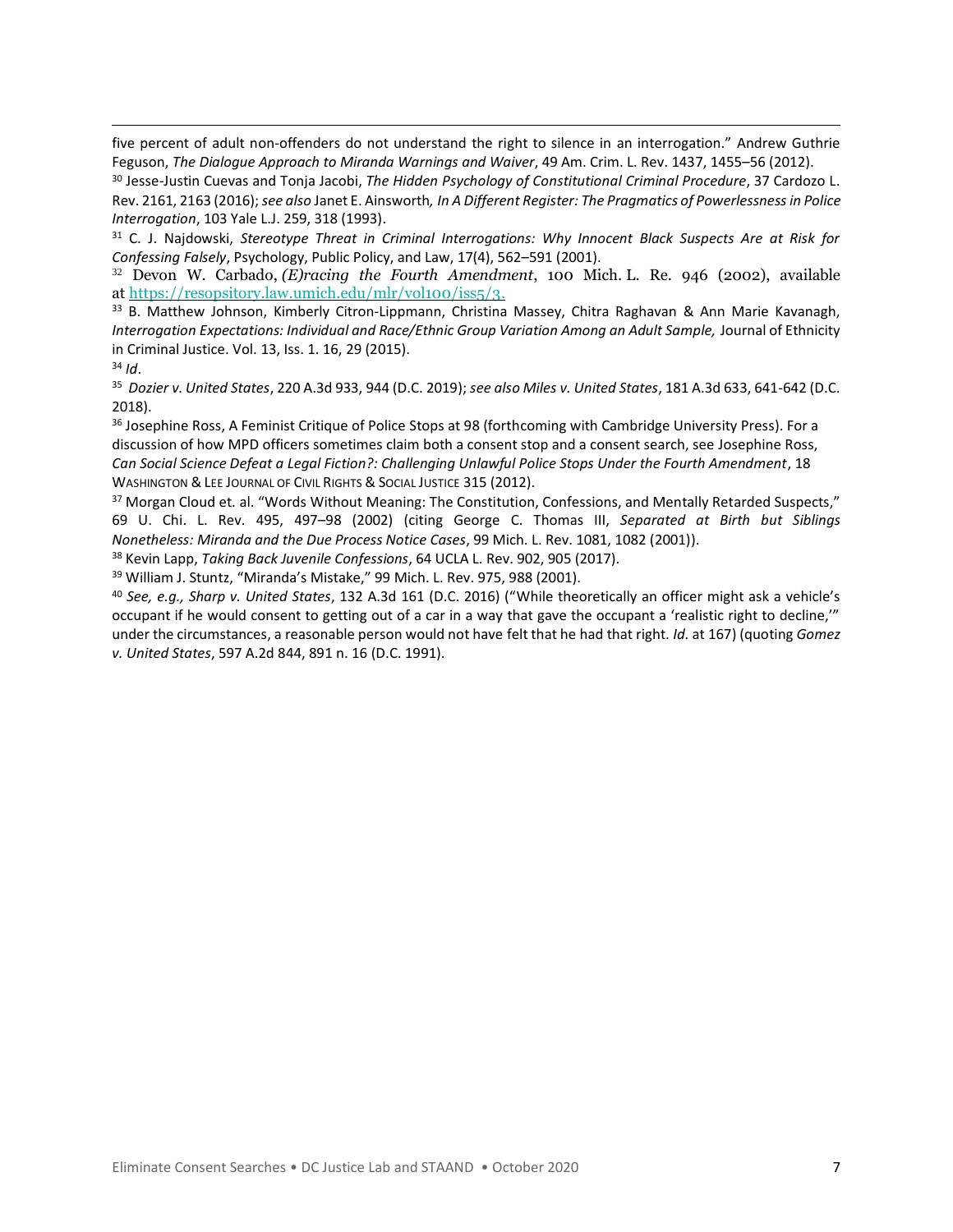five percent of adult non-offenders do not understand the right to silence in an interrogation." Andrew Guthrie Feguson, *The Dialogue Approach to Miranda Warnings and Waiver*, 49 Am. Crim. L. Rev. 1437, 1455–56 (2012).

[30] Jesse-Justin Cuevas and Tonja Jacobi, *The Hidden Psychology of Constitutional Criminal Procedure*, 37 Cardozo L. Rev. 2161, 2163 (2016); *see also* Janet E. Ainsworth*, In A Different Register: The Pragmatics of Powerlessness in Police Interrogation*, 103 Yale L.J. 259, 318 (1993).

[31] C. J. Najdowski, *Stereotype Threat in Criminal Interrogations: Why Innocent Black Suspects Are at Risk for Confessing Falsely*, Psychology, Public Policy, and Law, 17(4), 562–591 (2001).

[32] Devon W. Carbado, *(E)racing the Fourth Amendment*, 100 Mich. L. Re. 946 (2002), available at https://resopsitory.law.umich.edu/mlr/vol100/iss5/3.

[33] B. Matthew Johnson, Kimberly Citron-Lippmann, Christina Massey, Chitra Raghavan & Ann Marie Kavanagh, *Interrogation Expectations: Individual and Race/Ethnic Group Variation Among an Adult Sample,* Journal of Ethnicity in Criminal Justice. Vol. 13, Iss. 1. 16, 29 (2015).

[34] *Id*.

[35] *Dozier v. United States*, 220 A.3d 933, 944 (D.C. 2019); *see also Miles v. United States*, 181 A.3d 633, 641-642 (D.C. 2018).

[36] Josephine Ross, A Feminist Critique of Police Stops at 98 (forthcoming with Cambridge University Press). For a discussion of how MPD officers sometimes claim both a consent stop and a consent search, see Josephine Ross, *Can Social Science Defeat a Legal Fiction?: Challenging Unlawful Police Stops Under the Fourth Amendment*, 18 Washington & Lee Journal of Civil Rights & Social Justice 315 (2012).

[37] Morgan Cloud et. al. "Words Without Meaning: The Constitution, Confessions, and Mentally Retarded Suspects," 69 U. Chi. L. Rev. 495, 497–98 (2002) (citing George C. Thomas III, *Separated at Birth but Siblings Nonetheless: Miranda and the Due Process Notice Cases*, 99 Mich. L. Rev. 1081, 1082 (2001)).

[38] Kevin Lapp, *Taking Back Juvenile Confessions*, 64 UCLA L. Rev. 902, 905 (2017).

[39] William J. Stuntz, "Miranda's Mistake," 99 Mich. L. Rev. 975, 988 (2001).

[40] *See, e.g., Sharp v. United States*, 132 A.3d 161 (D.C. 2016) ("While theoretically an officer might ask a vehicle's occupant if he would consent to getting out of a car in a way that gave the occupant a 'realistic right to decline,'" under the circumstances, a reasonable person would not have felt that he had that right. *Id.* at 167) (quoting *Gomez v. United States*, 597 A.2d 844, 891 n. 16 (D.C. 1991).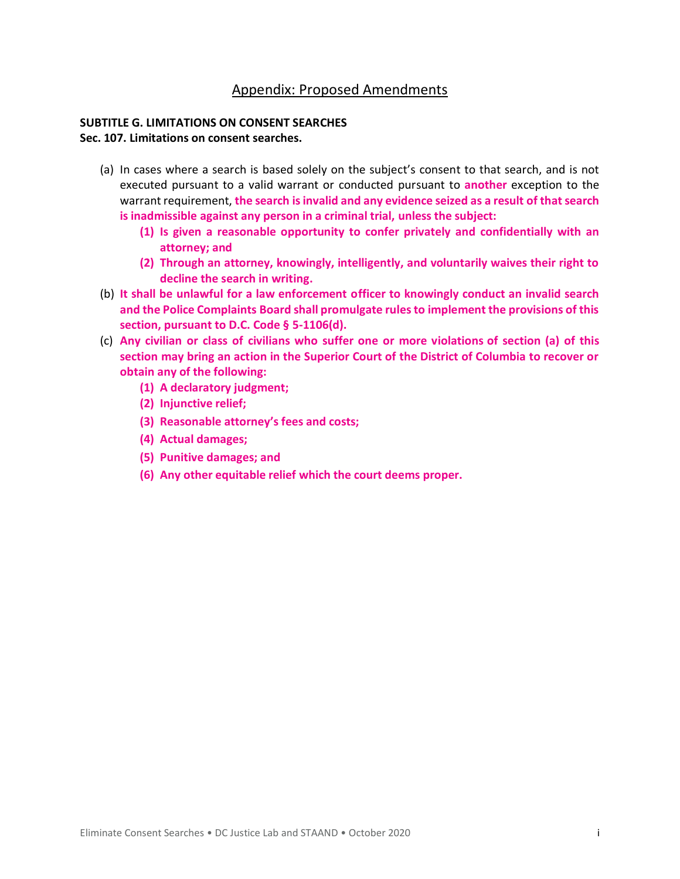## Appendix: Proposed Amendments

**SUBTITLE G. LIMITATIONS ON CONSENT SEARCHES**
**Sec. 107. Limitations on consent searches.**

(a) In cases where a search is based solely on the subject's consent to that search, and is not executed pursuant to a valid warrant or conducted pursuant to **another** exception to the warrant requirement, **the search is invalid and any evidence seized as a result of that search is inadmissible against any person in a criminal trial, unless the subject:**

  **(1) Is given a reasonable opportunity to confer privately and confidentially with an attorney; and**

  **(2) Through an attorney, knowingly, intelligently, and voluntarily waives their right to decline the search in writing.**

(b) **It shall be unlawful for a law enforcement officer to knowingly conduct an invalid search and the Police Complaints Board shall promulgate rules to implement the provisions of this section, pursuant to D.C. Code § 5-1106(d).**

(c) **Any civilian or class of civilians who suffer one or more violations of section (a) of this section may bring an action in the Superior Court of the District of Columbia to recover or obtain any of the following:**

  **(1) A declaratory judgment;**

  **(2) Injunctive relief;**

  **(3) Reasonable attorney's fees and costs;**

  **(4) Actual damages;**

  **(5) Punitive damages; and**

  **(6) Any other equitable relief which the court deems proper.**